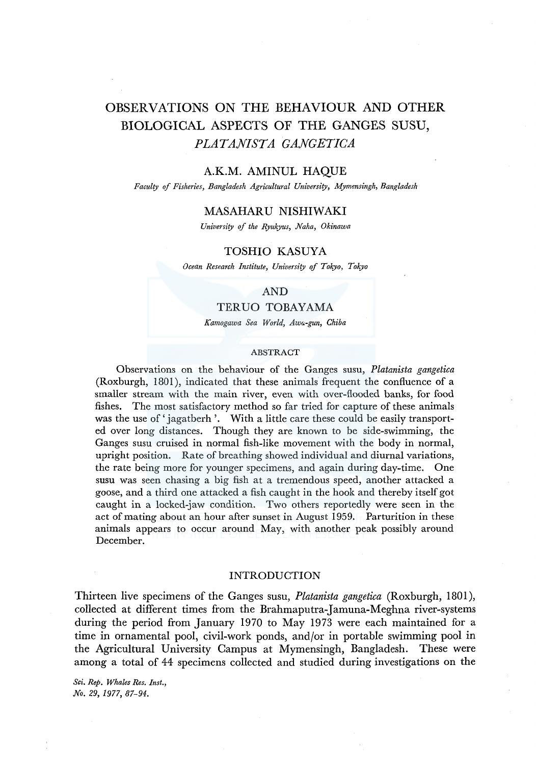# OBSERVATIONS ON THE BEHAVIOUR AND OTHER BIOLOGICAL ASPECTS OF THE GANGES SUSU, *PLATANISTA GANGETICA*

## A.K.M. AMINUL HAQUE

*Faculty of Fisheries, Bangladesh Agricultural University, Mymensingh, Bangladesh*

## MASAHARU NISHIWAKI

*University of the Ryukyus, Naha, Okinawa*

## TOSHIO KASUYA

*Ocean Research Institute, University of Tokyo, Tokyo*

## AND

## TERUO TOBAYAMA

*Kamogawa Sea World, Awa-gun, Chiba*

### ABSTRACT

Observations on the behaviour of the Ganges susu, *Platanista gangetica* (Roxburgh, 1801), indicated that these animals frequent the confluence of a smaller stream with the main river, even with over-flooded banks, for food fishes. The most satisfactory method so far tried for capture of these animals was the use of 'jagatberh'. With a little care these could be easily transported over long distances. Though they are known to be side-swimming, the Ganges susu cruised in normal fish-like movement with the body in normal, upright position. Rate of breathing showed individual and diurnal variations, the rate being more for younger specimens, and again during day-time. One susu was seen chasing a big fish at a tremendous speed, another attacked a goose, and a third one attacked a fish caught in the hook and thereby itself got caught in a locked-jaw condition. Two others reportedly were seen in the act of mating about an hour after sunset in August 1959. Parturition in these animals appears to occur around May, with another peak possibly around December.

## INTRODUCTION

Thirteen live specimens of the Ganges susu, *Platanista gangetica* (Roxburgh, 1801), collected at different times from the Brahmaputra-Jamuna-Meghna river-systems during the period from January 1970 to May 1973 were each maintained for a time in ornamental pool, civil-work ponds, and/or in portable swimming pool in the Agricultural University Campus at Mymensingh, Bangladesh. These were among a total of 44 specimens collected and studied during investigations on the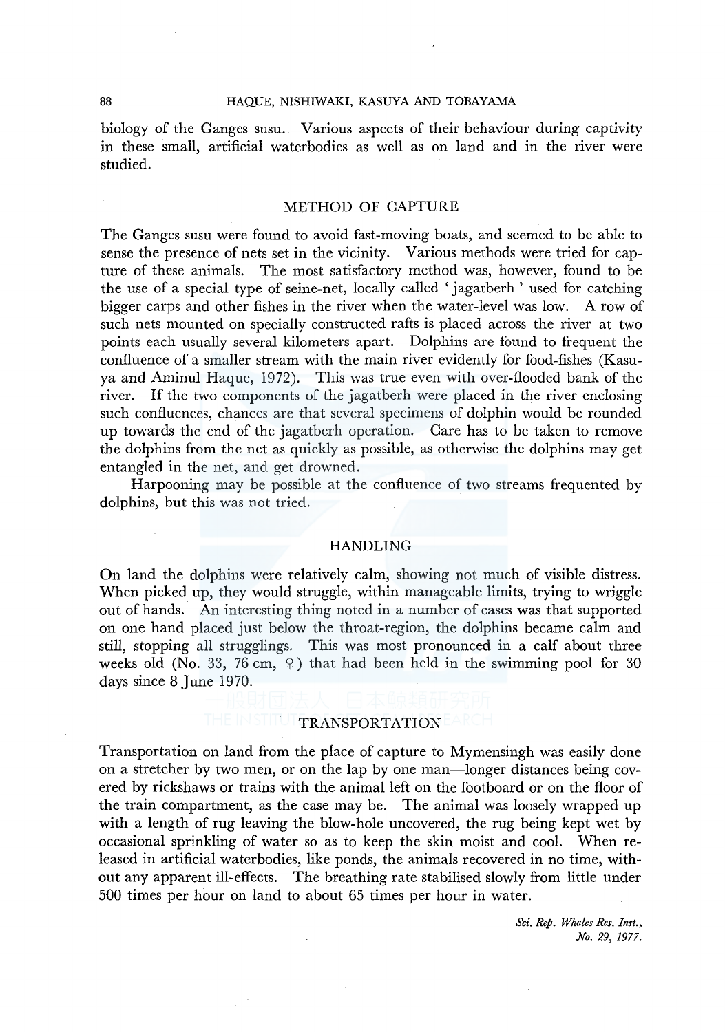biology of the Ganges susu. Various aspects of their behaviour during captivity in these small, artificial waterbodies as well as on land and in the river were studied.

## METHOD OF CAPTURE

The Ganges susu were found to avoid fast-moving boats, and seemed to be able to sense the presence of nets set in the vicinity. Various methods were tried for capture of these animals. The most satisfactory method was, however, found to be the use of a special type of seine-net, locally called 'jagatberh' used for catching bigger carps and other fishes in the river when the water-level was low. A row of such nets mounted on specially constructed rafts is placed across the river at two points each usually several kilometers apart. Dolphins are found to frequent the confluence of a smaller stream with the main river evidently for food-fishes (Kasuya and Aminul Haque, 1972). This was true even with over-flooded bank of the river. If the two components of the jagatberh were placed in the river enclosing such confluences, chances are that several specimens of dolphin would be rounded up towards the end of the jagatberh operation. Care has to be taken to remove the dolphins from the net as quickly as possible, as otherwise the dolphins may get entangled in the net, and get drowned.

Harpooning may be possible at the confluence of two streams frequented by dolphins, but this was not tried.

## HANDLING

On land the dolphins were relatively calm, showing not much of visible distress. When picked up, they would struggle, within manageable limits, trying to wriggle out of hands. An interesting thing noted in a number of cases was that supported on one hand placed just below the throat-region, the dolphins became calm and still, stopping all strugglings. This was most pronounced in a calf about three weeks old (No. 33, 76 cm, ♀) that had been held in the swimming pool for 30 days since 8 June 1970.

## TRANSPORTATION

Transportation on land from the place of capture to Mymensingh was easily done on a stretcher by two men, or on the lap by one man—longer distances being covered by rickshaws or trains with the animal left on the footboard or on the floor of the train compartment, as the case may be. The animal was loosely wrapped up with a length of rug leaving the blow-hole uncovered, the rug being kept wet by occasional sprinkling of water so as to keep the skin moist and cool. When released in artificial waterbodies, like ponds, the animals recovered in no time, without any apparent ill-effects. The breathing rate stabilised slowly from little under 500 times per hour on land to about 65 times per hour in water.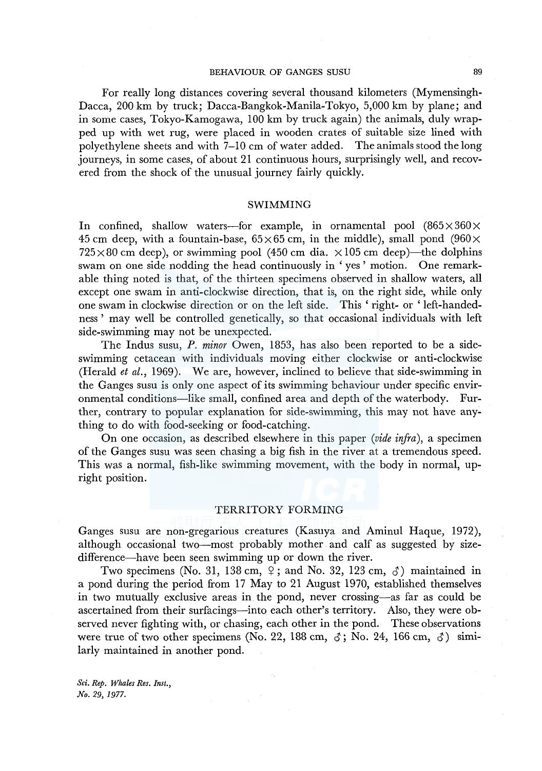For really long distances covering several thousand kilometers (Mymensingh-Dacca, 200 km by truck; Dacca-Bangkok-Manila-Tokyo, 5,000 km by plane; and in some cases, Tokyo-Kamogawa, 100 km by truck again) the animals, duly wrapped up with wet rug, were placed in wooden crates of suitable size lined with polyethylene sheets and with 7–10 cm of water added. The animals stood the long journeys, in some cases, of about 21 continuous hours, surprisingly well, and recovered from the shock of the unusual journey fairly quickly.

## SWIMMING

In confined, shallow waters—for example, in ornamental pool (865×360×45 cm deep, with a fountain-base, 65×65 cm, in the middle), small pond (960×725×80 cm deep), or swimming pool (450 cm dia. ×105 cm deep)—the dolphins swam on one side nodding the head continuously in 'yes' motion. One remarkable thing noted is that, of the thirteen specimens observed in shallow waters, all except one swam in anti-clockwise direction, that is, on the right side, while only one swam in clockwise direction or on the left side. This 'right- or 'left-handedness' may well be controlled genetically, so that occasional individuals with left side-swimming may not be unexpected.

The Indus susu, *P. minor* Owen, 1853, has also been reported to be a side-swimming cetacean with individuals moving either clockwise or anti-clockwise (Herald *et al.*, 1969). We are, however, inclined to believe that side-swimming in the Ganges susu is only one aspect of its swimming behaviour under specific environmental conditions—like small, confined area and depth of the waterbody. Further, contrary to popular explanation for side-swimming, this may not have anything to do with food-seeking or food-catching.

On one occasion, as described elsewhere in this paper (*vide infra*), a specimen of the Ganges susu was seen chasing a big fish in the river at a tremendous speed. This was a normal, fish-like swimming movement, with the body in normal, upright position.

## TERRITORY FORMING

Ganges susu are non-gregarious creatures (Kasuya and Aminul Haque, 1972), although occasional two—most probably mother and calf as suggested by size-difference—have been seen swimming up or down the river.

Two specimens (No. 31, 138 cm, ♀; and No. 32, 123 cm, ♂) maintained in a pond during the period from 17 May to 21 August 1970, established themselves in two mutually exclusive areas in the pond, never crossing—as far as could be ascertained from their surfacings—into each other's territory. Also, they were observed never fighting with, or chasing, each other in the pond. These observations were true of two other specimens (No. 22, 188 cm, ♂; No. 24, 166 cm, ♂) similarly maintained in another pond.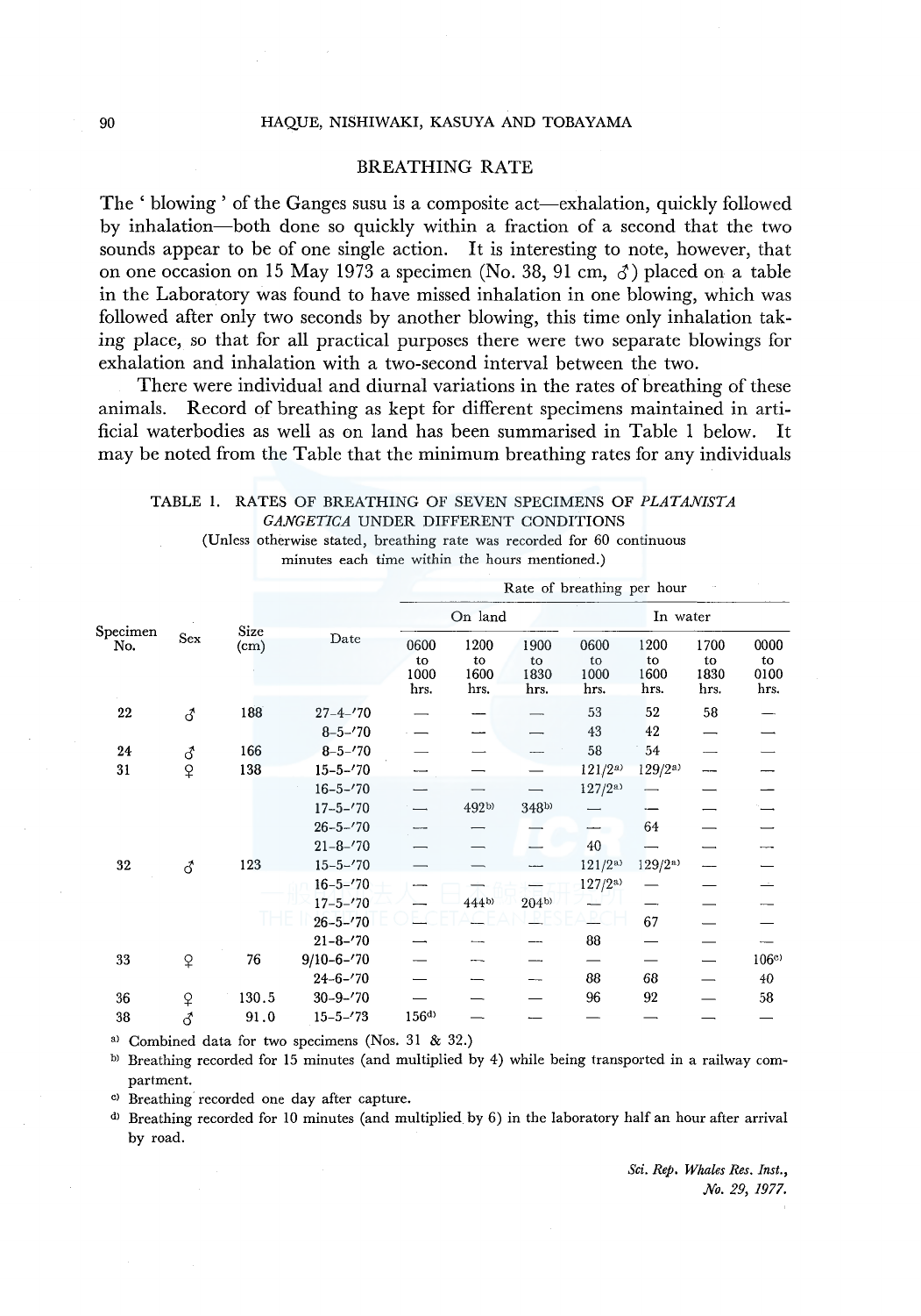## BREATHING RATE

The ' blowing ' of the Ganges susu is a composite act—exhalation, quickly followed by inhalation—both done so quickly within a fraction of a second that the two sounds appear to be of one single action. It is interesting to note, however, that on one occasion on 15 May 1973 a specimen (No. 38, 91 cm, ♂) placed on a table in the Laboratory was found to have missed inhalation in one blowing, which was followed after only two seconds by another blowing, this time only inhalation taking place, so that for all practical purposes there were two separate blowings for exhalation and inhalation with a two-second interval between the two.

There were individual and diurnal variations in the rates of breathing of these animals. Record of breathing as kept for different specimens maintained in artificial waterbodies as well as on land has been summarised in Table 1 below. It may be noted from the Table that the minimum breathing rates for any individuals

TABLE 1. RATES OF BREATHING OF SEVEN SPECIMENS OF *PLATANISTA GANGETICA* UNDER DIFFERENT CONDITIONS

(Unless otherwise stated, breathing rate was recorded for 60 continuous minutes each time within the hours mentioned.)

| Specimen No. | Sex | Size (cm) | Date | Rate of breathing per hour | | | | | | |
|---|---|---|---|---|---|---|---|---|---|---|
| | | | | On land | | | In water | | | |
| | | | | 0600 to 1000 hrs. | 1200 to 1600 hrs. | 1900 to 1830 hrs. | 0600 to 1000 hrs. | 1200 to 1600 hrs. | 1700 to 1830 hrs. | 0000 to 0100 hrs. |
| 22 | ♂ | 188 | 27-4-'70 | — | — | — | 53 | 52 | 58 | — |
| | | | 8-5-'70 | — | — | — | 43 | 42 | — | — |
| 24 | ♂ | 166 | 8-5-'70 | — | — | — | 58 | 54 | — | — |
| 31 | ♀ | 138 | 15-5-'70 | — | — | — | 121/2[a] | 129/2[a] | — | — |
| | | | 16-5-'70 | — | — | — | 127/2[a] | — | — | — |
| | | | 17-5-'70 | — | 492[b] | 348[b] | — | — | — | — |
| | | | 26-5-'70 | — | — | — | — | 64 | — | — |
| | | | 21-8-'70 | — | — | — | 40 | — | — | — |
| 32 | ♂ | 123 | 15-5-'70 | — | — | — | 121/2[a] | 129/2[a] | — | — |
| | | | 16-5-'70 | — | — | — | 127/2[a] | — | — | — |
| | | | 17-5-'70 | — | 444[b] | 204[b] | — | — | — | — |
| | | | 26-5-'70 | — | — | — | — | 67 | — | — |
| | | | 21-8-'70 | — | — | — | 88 | — | — | — |
| 33 | ♀ | 76 | 9/10-6-'70 | — | — | — | — | — | — | 106[c] |
| | | | 24-6-'70 | — | — | — | 88 | 68 | — | 40 |
| 36 | ♀ | 130.5 | 30-9-'70 | — | — | — | 96 | 92 | — | 58 |
| 38 | ♂ | 91.0 | 15-5-'73 | 156[d] | — | — | — | — | — | — |

[a] Combined data for two specimens (Nos. 31 & 32.)

[b] Breathing recorded for 15 minutes (and multiplied by 4) while being transported in a railway compartment.

[c] Breathing recorded one day after capture.

[d] Breathing recorded for 10 minutes (and multiplied by 6) in the laboratory half an hour after arrival by road.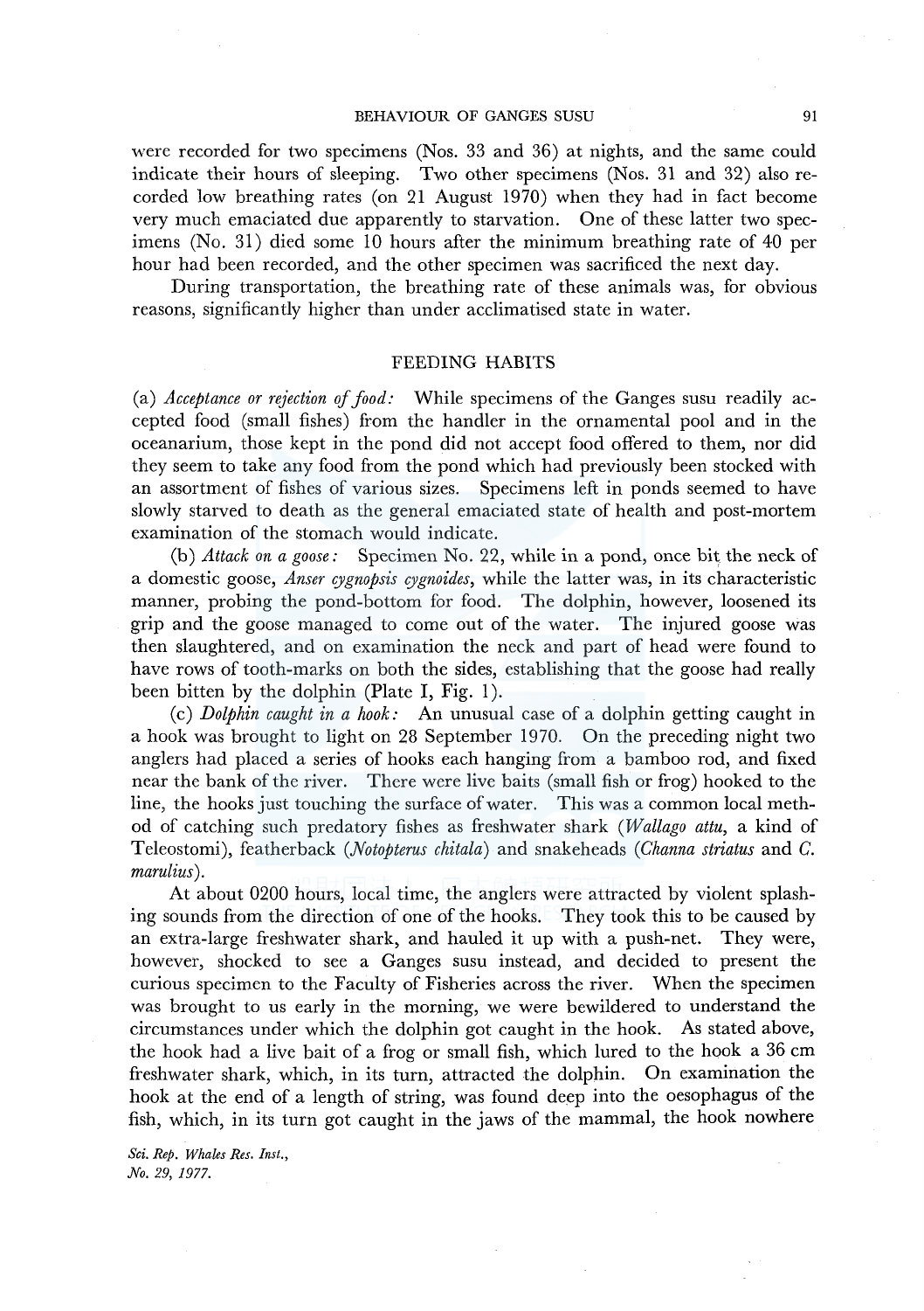were recorded for two specimens (Nos. 33 and 36) at nights, and the same could indicate their hours of sleeping. Two other specimens (Nos. 31 and 32) also recorded low breathing rates (on 21 August 1970) when they had in fact become very much emaciated due apparently to starvation. One of these latter two specimens (No. 31) died some 10 hours after the minimum breathing rate of 40 per hour had been recorded, and the other specimen was sacrificed the next day.

During transportation, the breathing rate of these animals was, for obvious reasons, significantly higher than under acclimatised state in water.

## FEEDING HABITS

(a) *Acceptance or rejection of food:* While specimens of the Ganges susu readily accepted food (small fishes) from the handler in the ornamental pool and in the oceanarium, those kept in the pond did not accept food offered to them, nor did they seem to take any food from the pond which had previously been stocked with an assortment of fishes of various sizes. Specimens left in ponds seemed to have slowly starved to death as the general emaciated state of health and post-mortem examination of the stomach would indicate.

(b) *Attack on a goose:* Specimen No. 22, while in a pond, once bit the neck of a domestic goose, *Anser cygnopsis cygnoides*, while the latter was, in its characteristic manner, probing the pond-bottom for food. The dolphin, however, loosened its grip and the goose managed to come out of the water. The injured goose was then slaughtered, and on examination the neck and part of head were found to have rows of tooth-marks on both the sides, establishing that the goose had really been bitten by the dolphin (Plate I, Fig. 1).

(c) *Dolphin caught in a hook:* An unusual case of a dolphin getting caught in a hook was brought to light on 28 September 1970. On the preceding night two anglers had placed a series of hooks each hanging from a bamboo rod, and fixed near the bank of the river. There were live baits (small fish or frog) hooked to the line, the hooks just touching the surface of water. This was a common local method of catching such predatory fishes as freshwater shark (*Wallago attu*, a kind of Teleostomi), featherback (*Notopterus chitala*) and snakeheads (*Channa striatus* and *C. marulius*).

At about 0200 hours, local time, the anglers were attracted by violent splashing sounds from the direction of one of the hooks. They took this to be caused by an extra-large freshwater shark, and hauled it up with a push-net. They were, however, shocked to see a Ganges susu instead, and decided to present the curious specimen to the Faculty of Fisheries across the river. When the specimen was brought to us early in the morning, we were bewildered to understand the circumstances under which the dolphin got caught in the hook. As stated above, the hook had a live bait of a frog or small fish, which lured to the hook a 36 cm freshwater shark, which, in its turn, attracted the dolphin. On examination the hook at the end of a length of string, was found deep into the oesophagus of the fish, which, in its turn got caught in the jaws of the mammal, the hook nowhere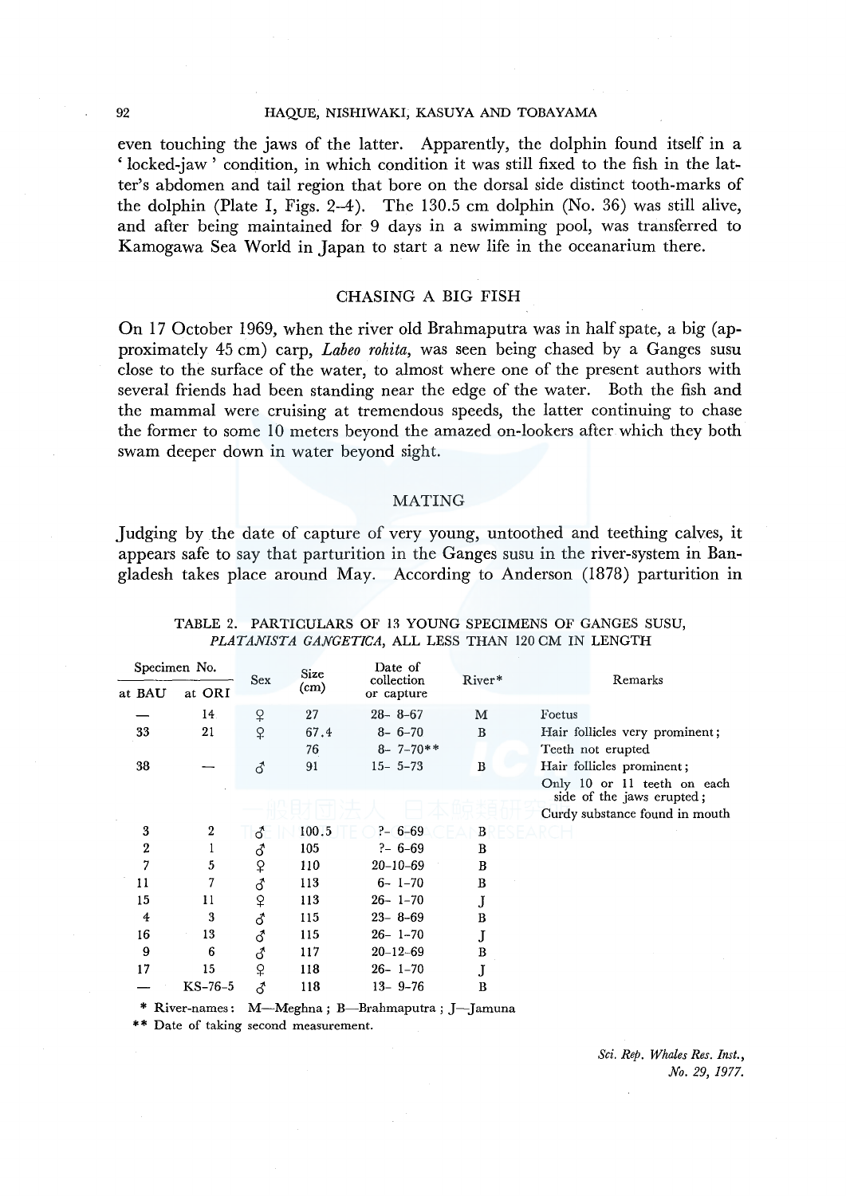even touching the jaws of the latter. Apparently, the dolphin found itself in a 'locked-jaw' condition, in which condition it was still fixed to the fish in the latter's abdomen and tail region that bore on the dorsal side distinct tooth-marks of the dolphin (Plate I, Figs. 2–4). The 130.5 cm dolphin (No. 36) was still alive, and after being maintained for 9 days in a swimming pool, was transferred to Kamogawa Sea World in Japan to start a new life in the oceanarium there.

## CHASING A BIG FISH

On 17 October 1969, when the river old Brahmaputra was in half spate, a big (approximately 45 cm) carp, *Labeo rohita*, was seen being chased by a Ganges susu close to the surface of the water, to almost where one of the present authors with several friends had been standing near the edge of the water. Both the fish and the mammal were cruising at tremendous speeds, the latter continuing to chase the former to some 10 meters beyond the amazed on-lookers after which they both swam deeper down in water beyond sight.

## MATING

Judging by the date of capture of very young, untoothed and teething calves, it appears safe to say that parturition in the Ganges susu in the river-system in Bangladesh takes place around May. According to Anderson (1878) parturition in

TABLE 2. PARTICULARS OF 13 YOUNG SPECIMENS OF GANGES SUSU, *PLATANISTA GANGETICA*, ALL LESS THAN 120 CM IN LENGTH

| Specimen No. at BAU | Specimen No. at ORI | Sex | Size (cm) | Date of collection or capture | River* | Remarks |
|---|---|---|---|---|---|---|
| — | 14 | ♀ | 27 | 28– 8–67 | M | Foetus |
| 33 | 21 | ♀ | 67.4 | 8– 6–70 | B | Hair follicles very prominent; |
| | | | 76 | 8– 7–70** | | Teeth not erupted |
| 38 | — | ♂ | 91 | 15– 5–73 | B | Hair follicles prominent; Only 10 or 11 teeth on each side of the jaws erupted; Curdy substance found in mouth |
| 3 | 2 | ♂ | 100.5 | ?– 6–69 | B | |
| 2 | 1 | ♂ | 105 | ?– 6–69 | B | |
| 7 | 5 | ♀ | 110 | 20–10–69 | B | |
| 11 | 7 | ♂ | 113 | 6– 1–70 | B | |
| 15 | 11 | ♀ | 113 | 26– 1–70 | J | |
| 4 | 3 | ♂ | 115 | 23– 8–69 | B | |
| 16 | 13 | ♂ | 115 | 26– 1–70 | J | |
| 9 | 6 | ♂ | 117 | 20–12–69 | B | |
| 17 | 15 | ♀ | 118 | 26– 1–70 | J | |
| — | KS-76-5 | ♂ | 118 | 13– 9–76 | B | |

\* River-names: M—Meghna; B—Brahmaputra; J—Jamuna

\*\* Date of taking second measurement.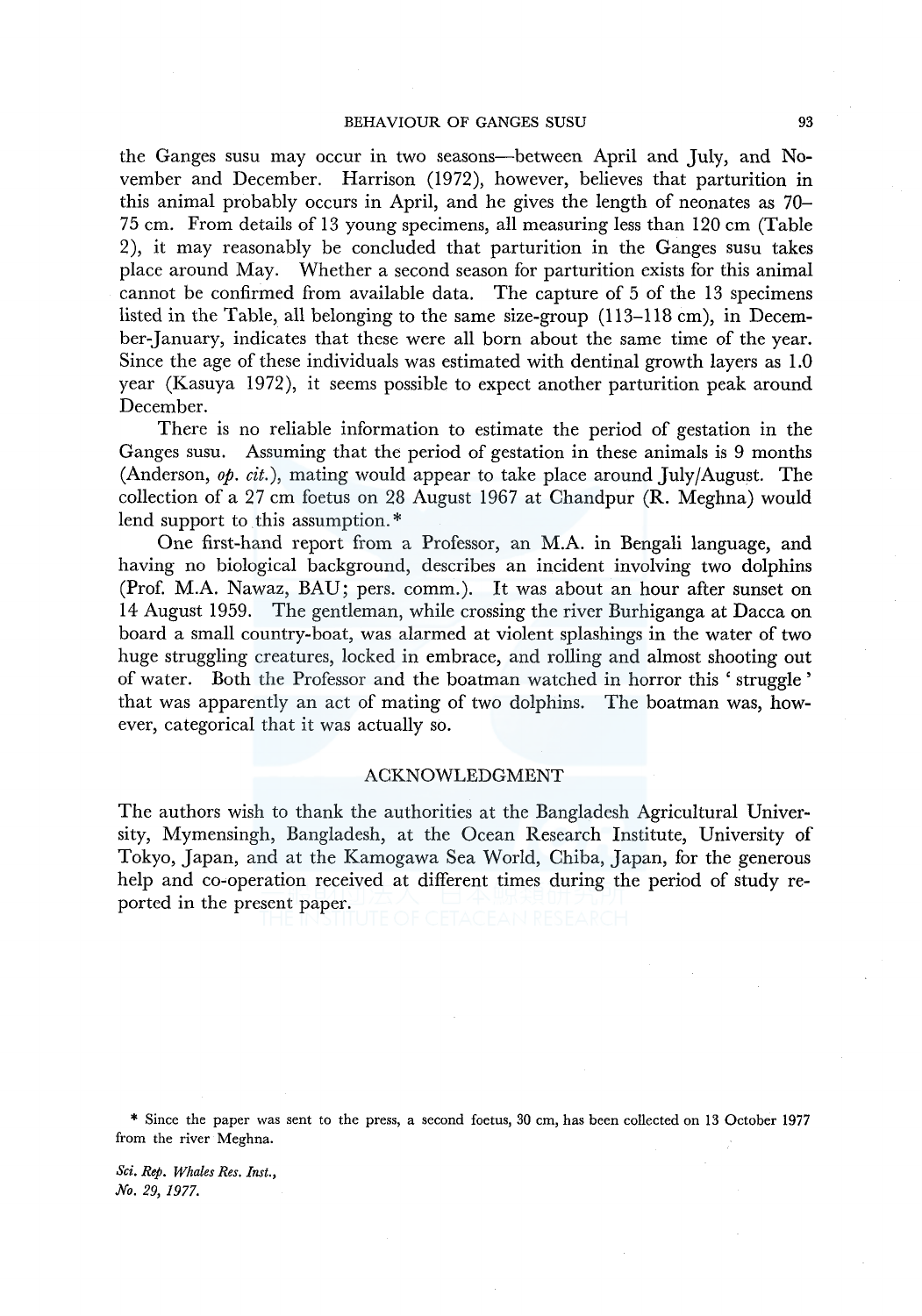the Ganges susu may occur in two seasons—between April and July, and November and December. Harrison (1972), however, believes that parturition in this animal probably occurs in April, and he gives the length of neonates as 70–75 cm. From details of 13 young specimens, all measuring less than 120 cm (Table 2), it may reasonably be concluded that parturition in the Ganges susu takes place around May. Whether a second season for parturition exists for this animal cannot be confirmed from available data. The capture of 5 of the 13 specimens listed in the Table, all belonging to the same size-group (113–118 cm), in December-January, indicates that these were all born about the same time of the year. Since the age of these individuals was estimated with dentinal growth layers as 1.0 year (Kasuya 1972), it seems possible to expect another parturition peak around December.

There is no reliable information to estimate the period of gestation in the Ganges susu. Assuming that the period of gestation in these animals is 9 months (Anderson, *op. cit.*), mating would appear to take place around July/August. The collection of a 27 cm foetus on 28 August 1967 at Chandpur (R. Meghna) would lend support to this assumption.*

One first-hand report from a Professor, an M.A. in Bengali language, and having no biological background, describes an incident involving two dolphins (Prof. M.A. Nawaz, BAU; pers. comm.). It was about an hour after sunset on 14 August 1959. The gentleman, while crossing the river Burhiganga at Dacca on board a small country-boat, was alarmed at violent splashings in the water of two huge struggling creatures, locked in embrace, and rolling and almost shooting out of water. Both the Professor and the boatman watched in horror this 'struggle' that was apparently an act of mating of two dolphins. The boatman was, however, categorical that it was actually so.

## ACKNOWLEDGMENT

The authors wish to thank the authorities at the Bangladesh Agricultural University, Mymensingh, Bangladesh, at the Ocean Research Institute, University of Tokyo, Japan, and at the Kamogawa Sea World, Chiba, Japan, for the generous help and co-operation received at different times during the period of study reported in the present paper.

\* Since the paper was sent to the press, a second foetus, 30 cm, has been collected on 13 October 1977 from the river Meghna.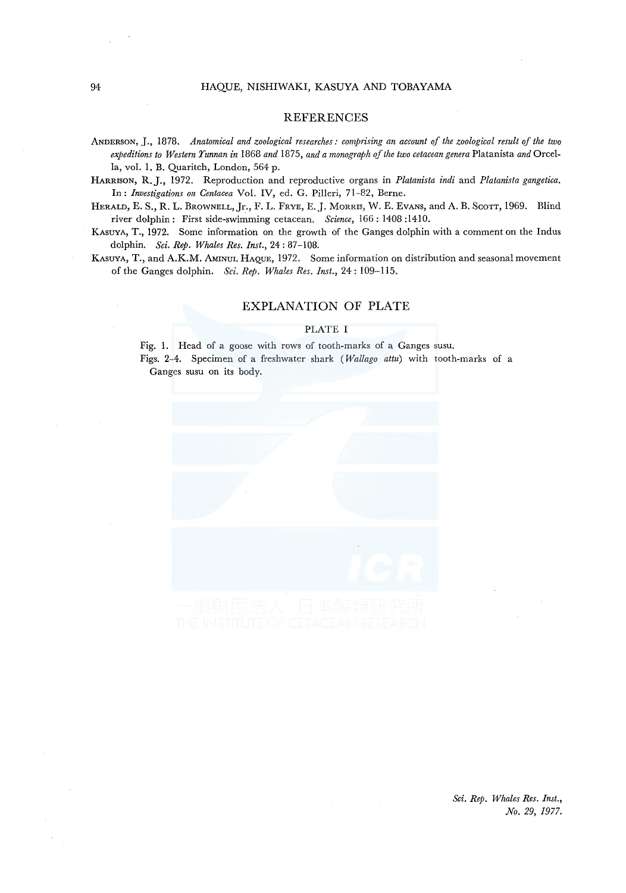## REFERENCES

ANDERSON, J., 1878. *Anatomical and zoological researches: comprising an account of the zoological result of the two expeditions to Western Yunnan in* 1868 *and* 1875, *and a monograph of the two cetacean genera* Platanista *and* Orcella, vol. 1. B. Quaritch, London, 564 p.

HARRISON, R. J., 1972. Reproduction and reproductive organs in *Platanista indi* and *Platanista gangetica*. In: *Investigations on Centacea* Vol. IV, ed. G. Pilleri, 71–82, Berne.

HERALD, E. S., R. L. BROWNELL, Jr., F. L. FRYE, E. J. MORRIS, W. E. EVANS, and A. B. SCOTT, 1969. Blind river dolphin: First side-swimming cetacean. *Science*, 166: 1408:1410.

KASUYA, T., 1972. Some information on the growth of the Ganges dolphin with a comment on the Indus dolphin. *Sci. Rep. Whales Res. Inst.*, 24: 87–108.

KASUYA, T., and A.K.M. AMINUL HAQUE, 1972. Some information on distribution and seasonal movement of the Ganges dolphin. *Sci. Rep. Whales Res. Inst.*, 24: 109–115.

## EXPLANATION OF PLATE

### PLATE I

Fig. 1. Head of a goose with rows of tooth-marks of a Ganges susu.

Figs. 2–4. Specimen of a freshwater shark (*Wallago attu*) with tooth-marks of a Ganges susu on its body.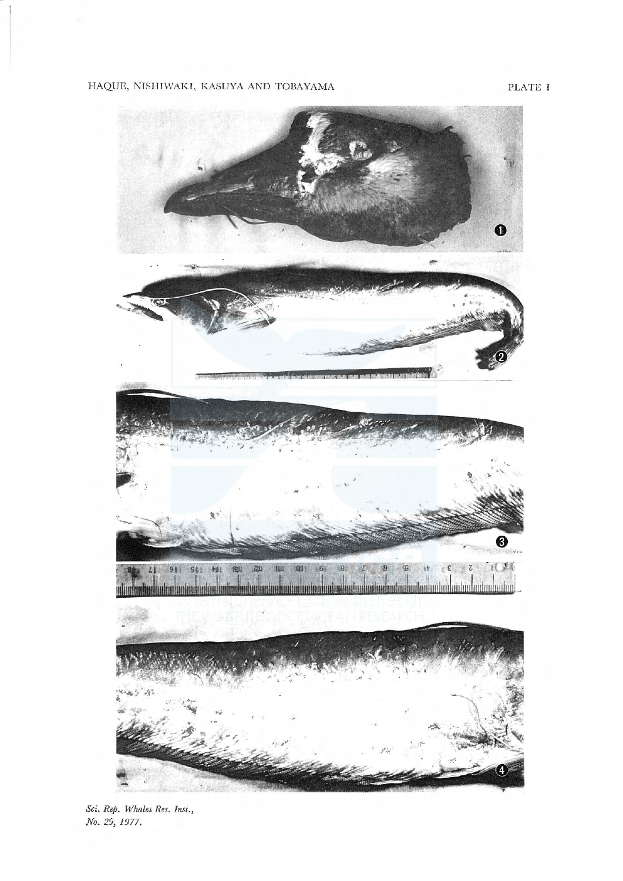PLATE I